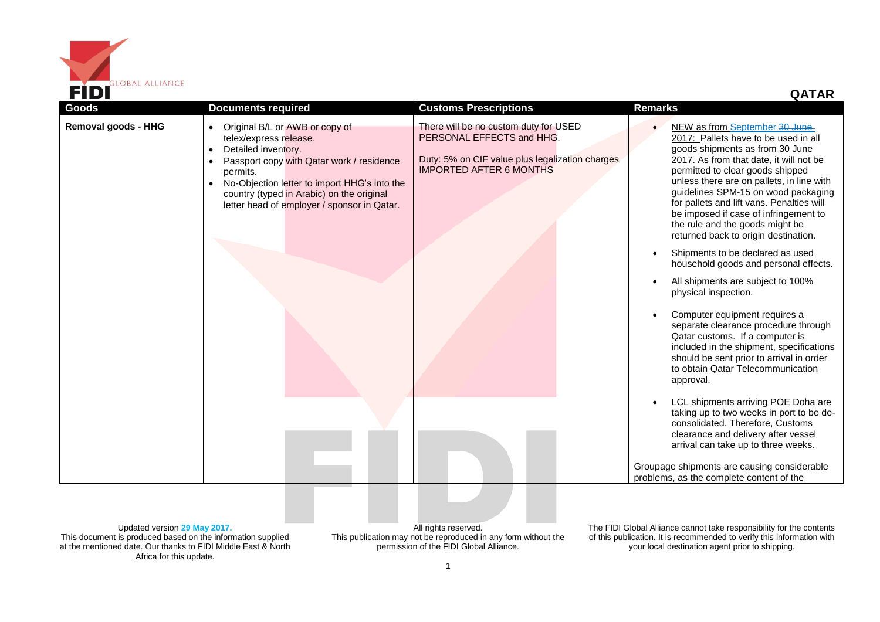# QATAR

| Goods | Documents required | Customs Prescriptions | Remarks |
| --- | --- | --- | --- |
| **Removal goods - HHG** | • Original B/L or AWB or copy of telex/express release.<br>• Detailed inventory.<br>• Passport copy with Qatar work / residence permits.<br>• No-Objection letter to import HHG's into the country (typed in Arabic) on the original letter head of employer / sponsor in Qatar. | There will be no custom duty for USED PERSONAL EFFECTS and HHG.<br><br>Duty: 5% on CIF value plus legalization charges IMPORTED AFTER 6 MONTHS | • NEW as from September ~~30 June~~ 2017: Pallets have to be used in all goods shipments as from 30 June 2017. As from that date, it will not be permitted to clear goods shipped unless there are on pallets, in line with guidelines SPM-15 on wood packaging for pallets and lift vans. Penalties will be imposed if case of infringement to the rule and the goods might be returned back to origin destination.<br>• Shipments to be declared as used household goods and personal effects.<br>• All shipments are subject to 100% physical inspection.<br>• Computer equipment requires a separate clearance procedure through Qatar customs. If a computer is included in the shipment, specifications should be sent prior to arrival in order to obtain Qatar Telecommunication approval.<br>• LCL shipments arriving POE Doha are taking up to two weeks in port to be de-consolidated. Therefore, Customs clearance and delivery after vessel arrival can take up to three weeks.<br><br>Groupage shipments are causing considerable problems, as the complete content of the |

Updated version **29 May 2017.**
This document is produced based on the information supplied at the mentioned date. Our thanks to FIDI Middle East & North Africa for this update.

All rights reserved.
This publication may not be reproduced in any form without the permission of the FIDI Global Alliance.

The FIDI Global Alliance cannot take responsibility for the contents of this publication. It is recommended to verify this information with your local destination agent prior to shipping.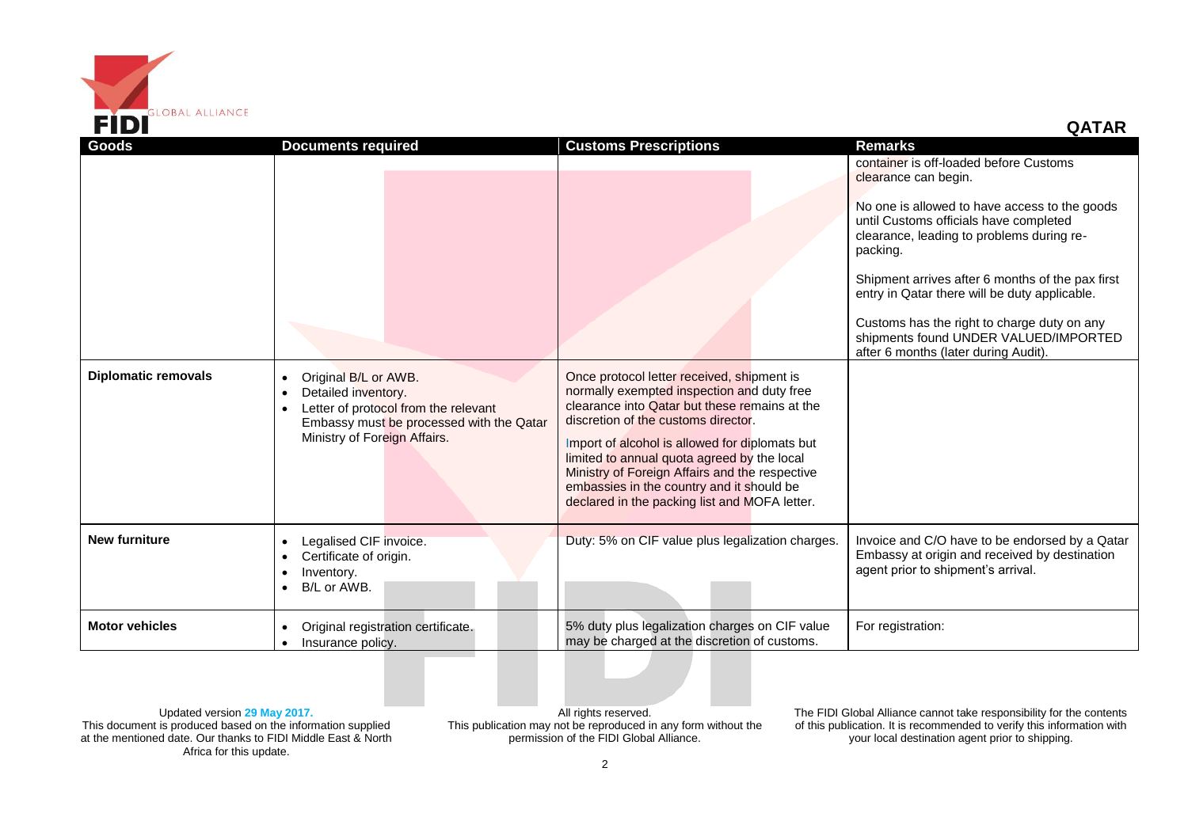| Goods | Documents required | Customs Prescriptions | Remarks |
|---|---|---|---|
| | | | container is off-loaded before Customs clearance can begin.<br><br>No one is allowed to have access to the goods until Customs officials have completed clearance, leading to problems during re-packing.<br><br>Shipment arrives after 6 months of the pax first entry in Qatar there will be duty applicable.<br><br>Customs has the right to charge duty on any shipments found UNDER VALUED/IMPORTED after 6 months (later during Audit). |
| **Diplomatic removals** | • Original B/L or AWB.<br>• Detailed inventory.<br>• Letter of protocol from the relevant Embassy must be processed with the Qatar Ministry of Foreign Affairs. | Once protocol letter received, shipment is normally exempted inspection and duty free clearance into Qatar but these remains at the discretion of the customs director.<br><br>Import of alcohol is allowed for diplomats but limited to annual quota agreed by the local Ministry of Foreign Affairs and the respective embassies in the country and it should be declared in the packing list and MOFA letter. | |
| **New furniture** | • Legalised CIF invoice.<br>• Certificate of origin.<br>• Inventory.<br>• B/L or AWB. | Duty: 5% on CIF value plus legalization charges. | Invoice and C/O have to be endorsed by a Qatar Embassy at origin and received by destination agent prior to shipment's arrival. |
| **Motor vehicles** | • Original registration certificate.<br>• Insurance policy. | 5% duty plus legalization charges on CIF value may be charged at the discretion of customs. | For registration: |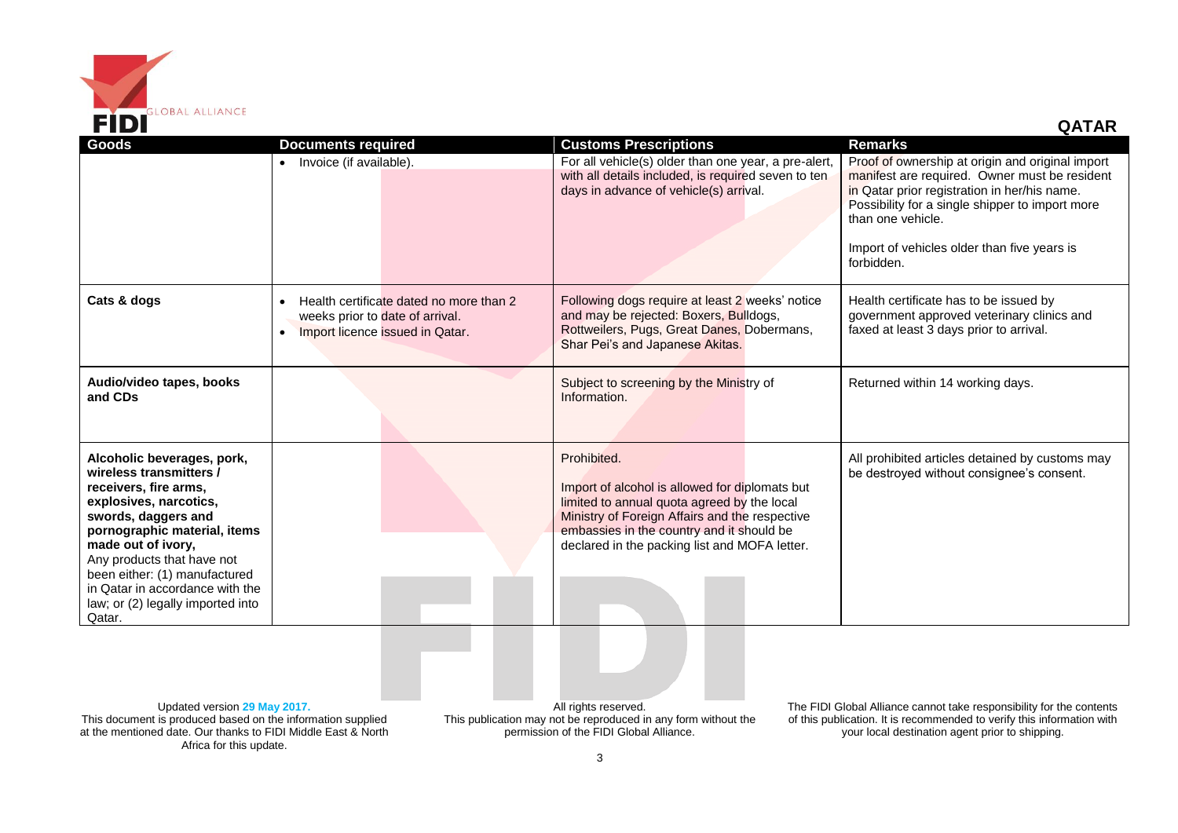## QATAR

| Goods | Documents required | Customs Prescriptions | Remarks |
| --- | --- | --- | --- |
| | • Invoice (if available). | For all vehicle(s) older than one year, a pre-alert, with all details included, is required seven to ten days in advance of vehicle(s) arrival. | Proof of ownership at origin and original import manifest are required. Owner must be resident in Qatar prior registration in her/his name. Possibility for a single shipper to import more than one vehicle.<br><br>Import of vehicles older than five years is forbidden. |
| **Cats & dogs** | • Health certificate dated no more than 2 weeks prior to date of arrival.<br>• Import licence issued in Qatar. | Following dogs require at least 2 weeks' notice and may be rejected: Boxers, Bulldogs, Rottweilers, Pugs, Great Danes, Dobermans, Shar Pei's and Japanese Akitas. | Health certificate has to be issued by government approved veterinary clinics and faxed at least 3 days prior to arrival. |
| **Audio/video tapes, books and CDs** | | Subject to screening by the Ministry of Information. | Returned within 14 working days. |
| **Alcoholic beverages, pork, wireless transmitters / receivers, fire arms, explosives, narcotics, swords, daggers and pornographic material, items made out of ivory,** Any products that have not been either: (1) manufactured in Qatar in accordance with the law; or (2) legally imported into Qatar. | | Prohibited.<br><br>Import of alcohol is allowed for diplomats but limited to annual quota agreed by the local Ministry of Foreign Affairs and the respective embassies in the country and it should be declared in the packing list and MOFA letter. | All prohibited articles detained by customs may be destroyed without consignee's consent. |

Updated version **29 May 2017.** This document is produced based on the information supplied at the mentioned date. Our thanks to FIDI Middle East & North Africa for this update.

All rights reserved. This publication may not be reproduced in any form without the permission of the FIDI Global Alliance.

The FIDI Global Alliance cannot take responsibility for the contents of this publication. It is recommended to verify this information with your local destination agent prior to shipping.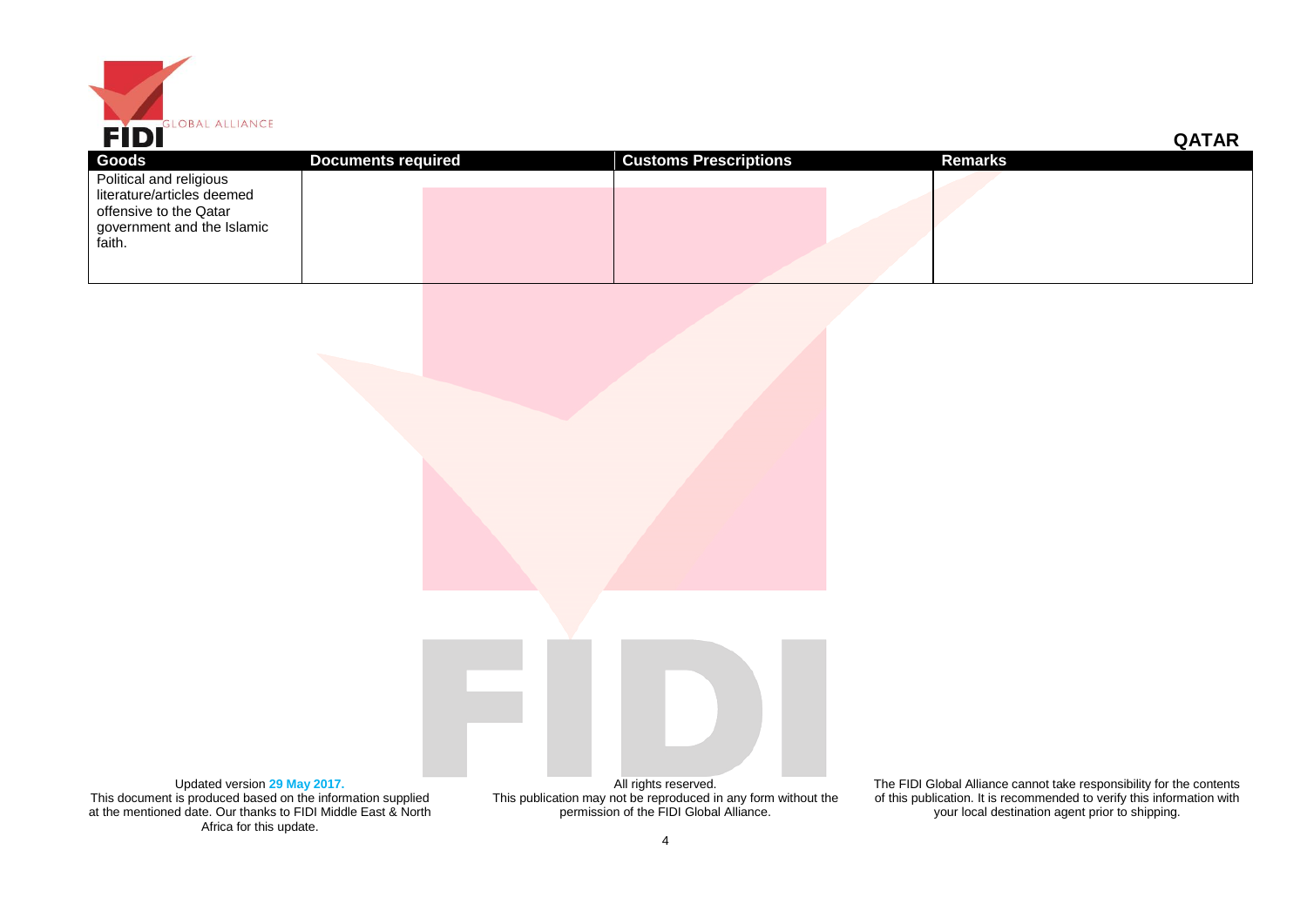## QATAR

| Goods | Documents required | Customs Prescriptions | Remarks |
|---|---|---|---|
| Political and religious literature/articles deemed offensive to the Qatar government and the Islamic faith. | | | |

Updated version **29 May 2017.**
This document is produced based on the information supplied at the mentioned date. Our thanks to FIDI Middle East & North Africa for this update.

All rights reserved.
This publication may not be reproduced in any form without the permission of the FIDI Global Alliance.

The FIDI Global Alliance cannot take responsibility for the contents of this publication. It is recommended to verify this information with your local destination agent prior to shipping.